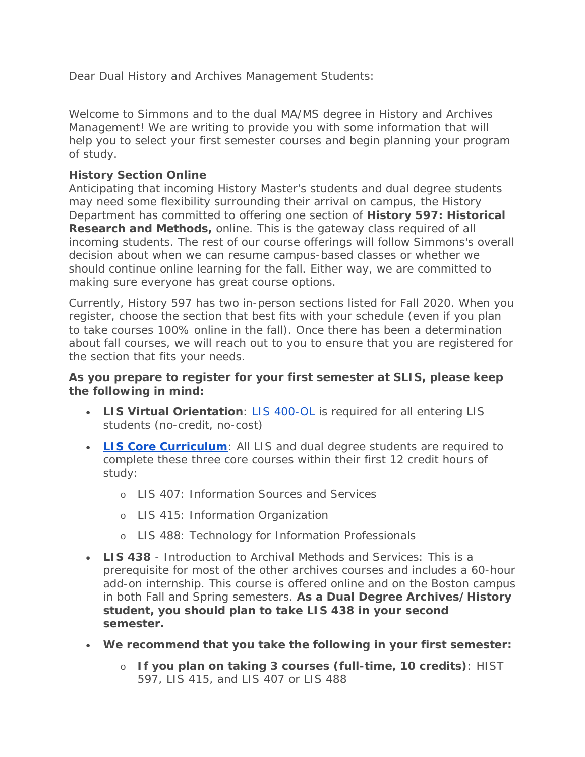Dear Dual History and Archives Management Students:

Welcome to Simmons and to the dual MA/MS degree in History and Archives Management! We are writing to provide you with some information that will help you to select your first semester courses and begin planning your program of study.

**History Section Online**

Anticipating that incoming History Master's students and dual degree students may need some flexibility surrounding their arrival on campus, the History Department has committed to offering one section of **History 597: Historical Research and Methods,** online. This is the gateway class required of all incoming students. The rest of our course offerings will follow Simmons's overall decision about when we can resume campus-based classes or whether we should continue online learning for the fall. Either way, we are committed to making sure everyone has great course options.

Currently, History 597 has two in-person sections listed for Fall 2020. When you register, choose the section that best fits with your schedule (even if you plan to take courses 100% online in the fall). Once there has been a determination about fall courses, we will reach out to you to ensure that you are registered for the section that fits your needs.

**As you prepare to register for your first semester at SLIS, please keep the following in mind:**

- **LIS Virtual Orientation**: LIS 400-OL is required for all entering LIS students (no-credit, no-cost)
- **LIS Core Curriculum**: All LIS and dual degree students are required to complete these three core courses within their first 12 credit hours of study:
  - LIS 407: Information Sources and Services
  - LIS 415: Information Organization
  - LIS 488: Technology for Information Professionals
- **LIS 438** - Introduction to Archival Methods and Services: This is a prerequisite for most of the other archives courses and includes a 60-hour add-on internship. This course is offered online and on the Boston campus in both Fall and Spring semesters. **As a Dual Degree Archives/History student, you should plan to take LIS 438 in your second semester.**
- **We recommend that you take the following in your first semester:**
  - **If you plan on taking 3 courses (full-time, 10 credits)**: HIST 597, LIS 415, and LIS 407 or LIS 488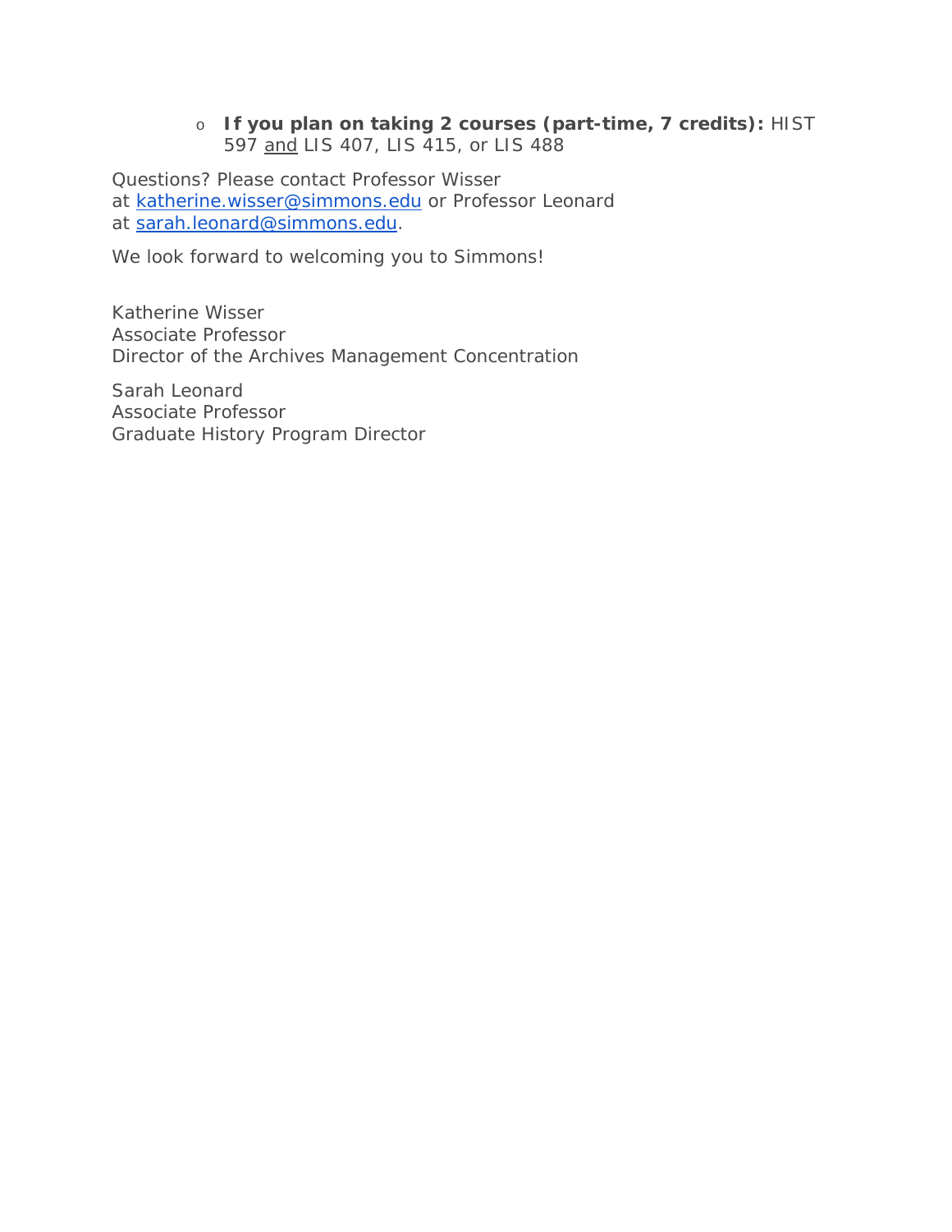- **If you plan on taking 2 courses (part-time, 7 credits):** HIST 597 <u>and</u> LIS 407, LIS 415, or LIS 488

Questions? Please contact Professor Wisser at [katherine.wisser@simmons.edu](mailto:katherine.wisser@simmons.edu) or Professor Leonard at [sarah.leonard@simmons.edu](mailto:sarah.leonard@simmons.edu).

We look forward to welcoming you to Simmons!

Katherine Wisser
Associate Professor
Director of the Archives Management Concentration

Sarah Leonard
Associate Professor
Graduate History Program Director